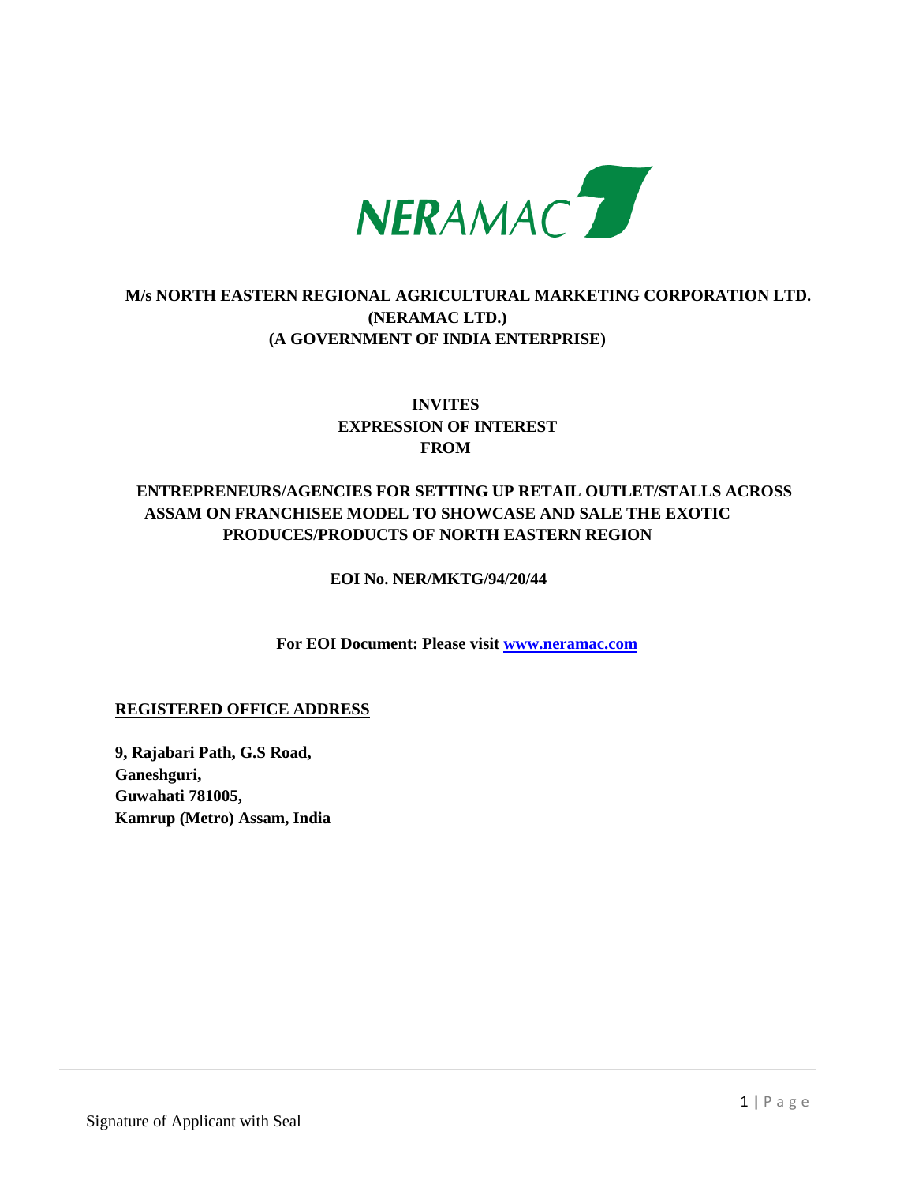# NERAMAC

## M/s NORTH EASTERN REGIONAL AGRICULTURAL MARKETING CORPORATION LTD. (NERAMAC LTD.) (A GOVERNMENT OF INDIA ENTERPRISE)

**INVITES**
**EXPRESSION OF INTEREST**
**FROM**

**ENTREPRENEURS/AGENCIES FOR SETTING UP RETAIL OUTLET/STALLS ACROSS ASSAM ON FRANCHISEE MODEL TO SHOWCASE AND SALE THE EXOTIC PRODUCES/PRODUCTS OF NORTH EASTERN REGION**

**EOI No. NER/MKTG/94/20/44**

**For EOI Document: Please visit [www.neramac.com](http://www.neramac.com)**

**REGISTERED OFFICE ADDRESS**

**9, Rajabari Path, G.S Road,**
**Ganeshguri,**
**Guwahati 781005,**
**Kamrup (Metro) Assam, India**

Signature of Applicant with Seal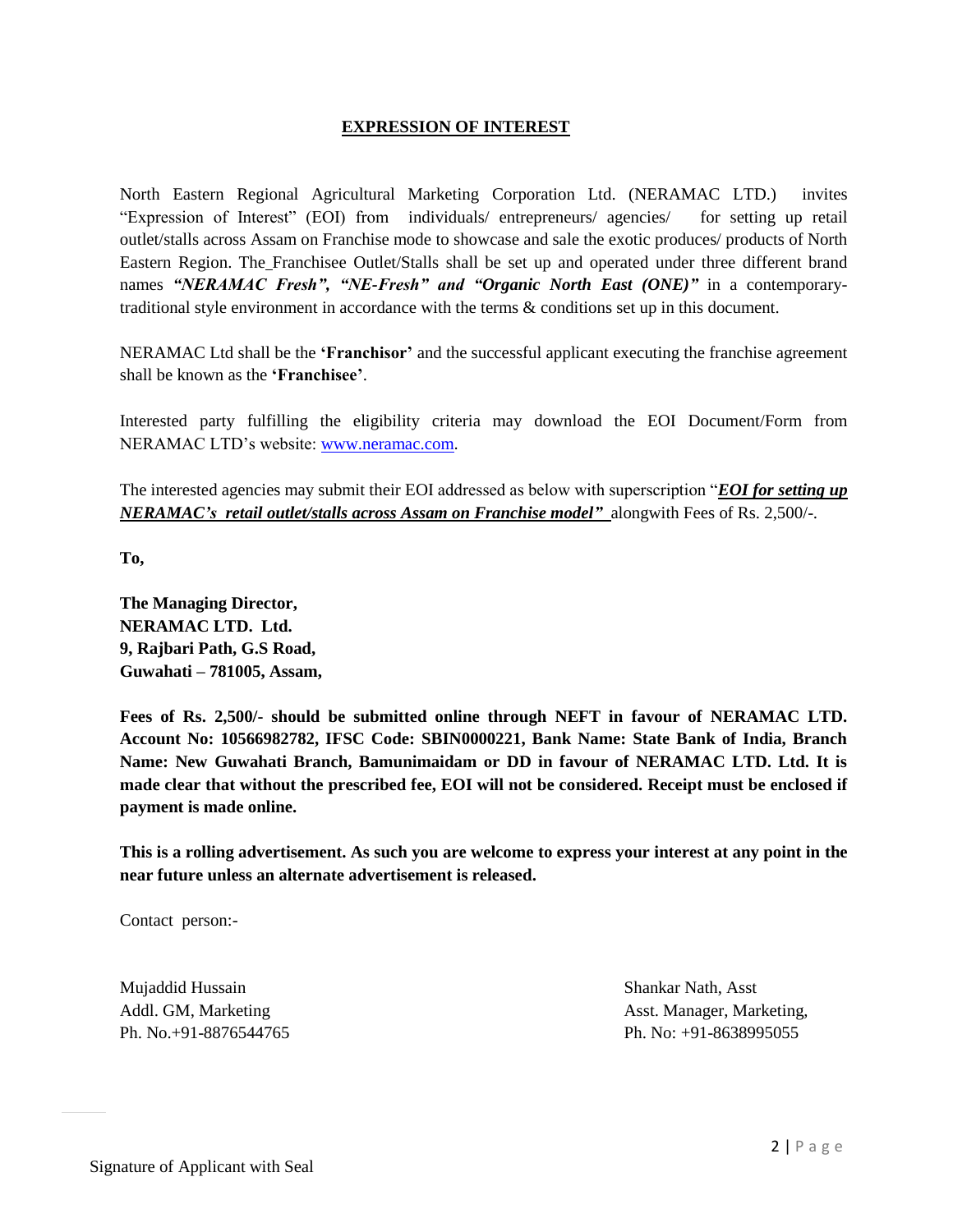## EXPRESSION OF INTEREST

North Eastern Regional Agricultural Marketing Corporation Ltd. (NERAMAC LTD.) invites "Expression of Interest" (EOI) from individuals/ entrepreneurs/ agencies/ for setting up retail outlet/stalls across Assam on Franchise mode to showcase and sale the exotic produces/ products of North Eastern Region. The Franchisee Outlet/Stalls shall be set up and operated under three different brand names ***"NERAMAC Fresh", "NE-Fresh" and "Organic North East (ONE)"*** in a contemporary-traditional style environment in accordance with the terms & conditions set up in this document.

NERAMAC Ltd shall be the **'Franchisor'** and the successful applicant executing the franchise agreement shall be known as the **'Franchisee'**.

Interested party fulfilling the eligibility criteria may download the EOI Document/Form from NERAMAC LTD's website: www.neramac.com.

The interested agencies may submit their EOI addressed as below with superscription "***EOI for setting up NERAMAC's retail outlet/stalls across Assam on Franchise model"*** alongwith Fees of Rs. 2,500/-.

**To,**

**The Managing Director,**
**NERAMAC LTD. Ltd.**
**9, Rajbari Path, G.S Road,**
**Guwahati – 781005, Assam,**

**Fees of Rs. 2,500/- should be submitted online through NEFT in favour of NERAMAC LTD. Account No: 10566982782, IFSC Code: SBIN0000221, Bank Name: State Bank of India, Branch Name: New Guwahati Branch, Bamunimaidam or DD in favour of NERAMAC LTD. Ltd. It is made clear that without the prescribed fee, EOI will not be considered. Receipt must be enclosed if payment is made online.**

**This is a rolling advertisement. As such you are welcome to express your interest at any point in the near future unless an alternate advertisement is released.**

Contact person:-

Mujaddid Hussain
Addl. GM, Marketing
Ph. No.+91-8876544765

Shankar Nath, Asst
Asst. Manager, Marketing,
Ph. No: +91-8638995055

Signature of Applicant with Seal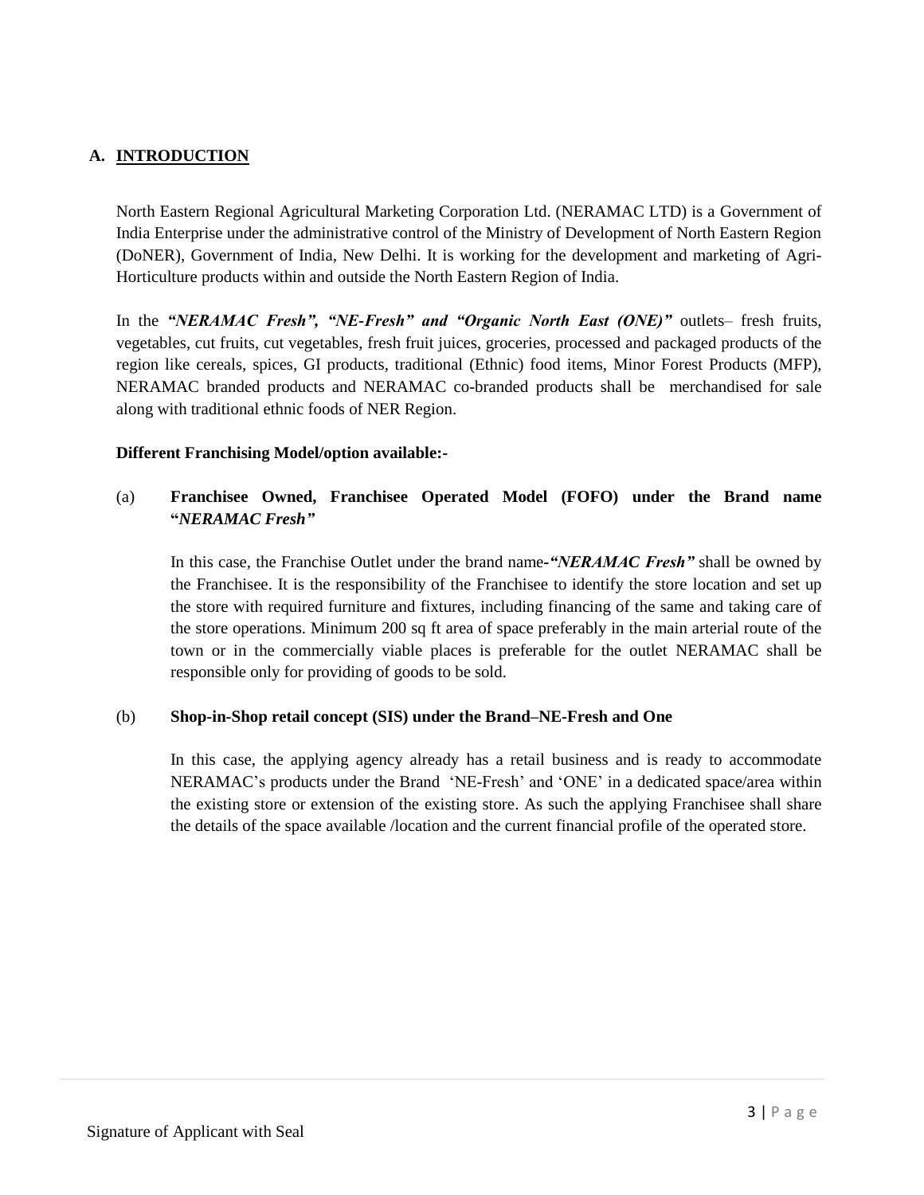## A. INTRODUCTION

North Eastern Regional Agricultural Marketing Corporation Ltd. (NERAMAC LTD) is a Government of India Enterprise under the administrative control of the Ministry of Development of North Eastern Region (DoNER), Government of India, New Delhi. It is working for the development and marketing of Agri-Horticulture products within and outside the North Eastern Region of India.

In the ***"NERAMAC Fresh", "NE-Fresh" and "Organic North East (ONE)"*** outlets– fresh fruits, vegetables, cut fruits, cut vegetables, fresh fruit juices, groceries, processed and packaged products of the region like cereals, spices, GI products, traditional (Ethnic) food items, Minor Forest Products (MFP), NERAMAC branded products and NERAMAC co-branded products shall be merchandised for sale along with traditional ethnic foods of NER Region.

**Different Franchising Model/option available:-**

(a) **Franchisee Owned, Franchisee Operated Model (FOFO) under the Brand name "*NERAMAC Fresh*"**

In this case, the Franchise Outlet under the brand name-***"NERAMAC Fresh"*** shall be owned by the Franchisee. It is the responsibility of the Franchisee to identify the store location and set up the store with required furniture and fixtures, including financing of the same and taking care of the store operations. Minimum 200 sq ft area of space preferably in the main arterial route of the town or in the commercially viable places is preferable for the outlet NERAMAC shall be responsible only for providing of goods to be sold.

(b) **Shop-in-Shop retail concept (SIS) under the Brand–NE-Fresh and One**

In this case, the applying agency already has a retail business and is ready to accommodate NERAMAC's products under the Brand 'NE-Fresh' and 'ONE' in a dedicated space/area within the existing store or extension of the existing store. As such the applying Franchisee shall share the details of the space available /location and the current financial profile of the operated store.

Signature of Applicant with Seal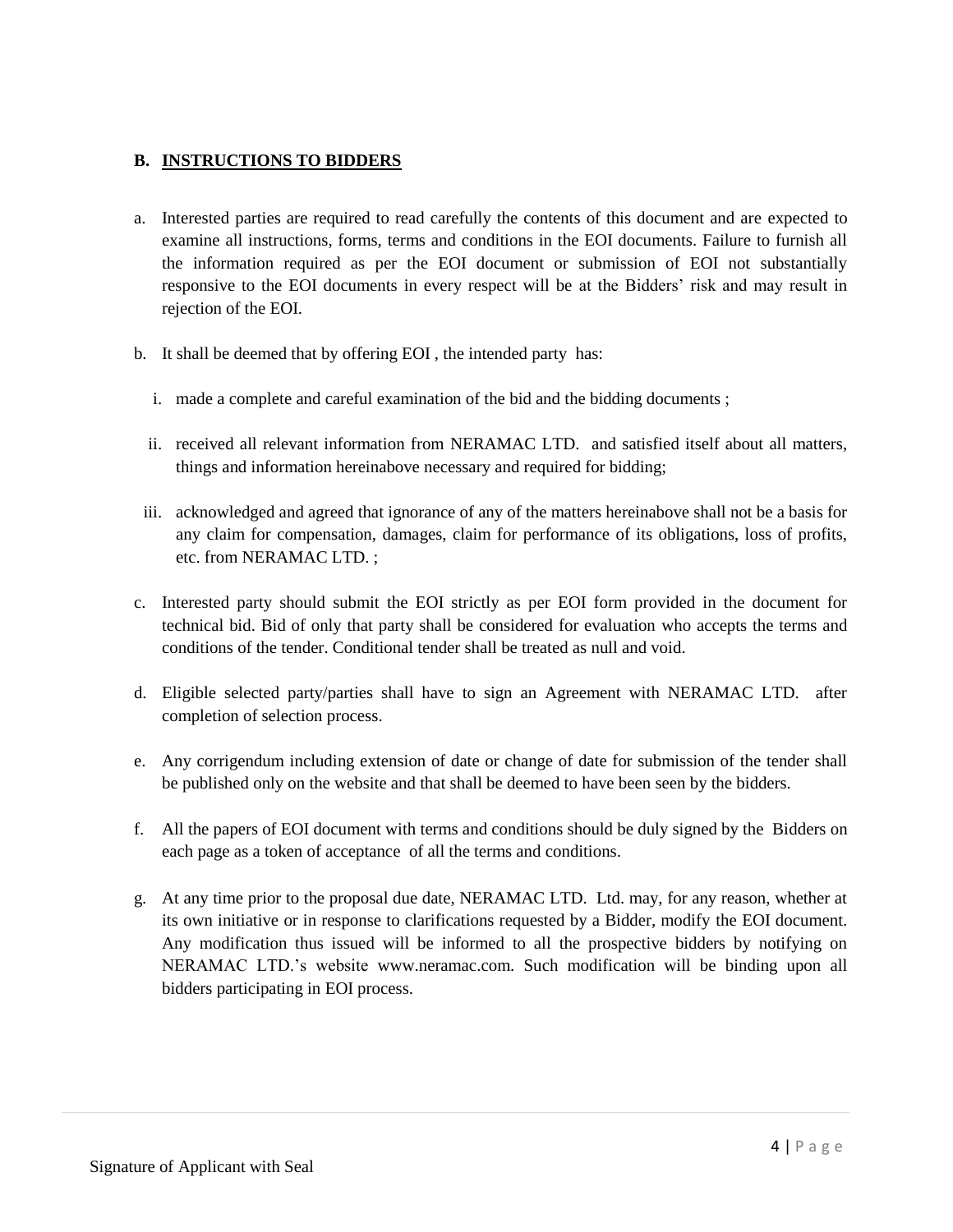## B. INSTRUCTIONS TO BIDDERS

a. Interested parties are required to read carefully the contents of this document and are expected to examine all instructions, forms, terms and conditions in the EOI documents. Failure to furnish all the information required as per the EOI document or submission of EOI not substantially responsive to the EOI documents in every respect will be at the Bidders' risk and may result in rejection of the EOI.

b. It shall be deemed that by offering EOI , the intended party has:

   i. made a complete and careful examination of the bid and the bidding documents ;

   ii. received all relevant information from NERAMAC LTD. and satisfied itself about all matters, things and information hereinabove necessary and required for bidding;

   iii. acknowledged and agreed that ignorance of any of the matters hereinabove shall not be a basis for any claim for compensation, damages, claim for performance of its obligations, loss of profits, etc. from NERAMAC LTD. ;

c. Interested party should submit the EOI strictly as per EOI form provided in the document for technical bid. Bid of only that party shall be considered for evaluation who accepts the terms and conditions of the tender. Conditional tender shall be treated as null and void.

d. Eligible selected party/parties shall have to sign an Agreement with NERAMAC LTD. after completion of selection process.

e. Any corrigendum including extension of date or change of date for submission of the tender shall be published only on the website and that shall be deemed to have been seen by the bidders.

f. All the papers of EOI document with terms and conditions should be duly signed by the Bidders on each page as a token of acceptance of all the terms and conditions.

g. At any time prior to the proposal due date, NERAMAC LTD. Ltd. may, for any reason, whether at its own initiative or in response to clarifications requested by a Bidder, modify the EOI document. Any modification thus issued will be informed to all the prospective bidders by notifying on NERAMAC LTD.'s website www.neramac.com. Such modification will be binding upon all bidders participating in EOI process.

Signature of Applicant with Seal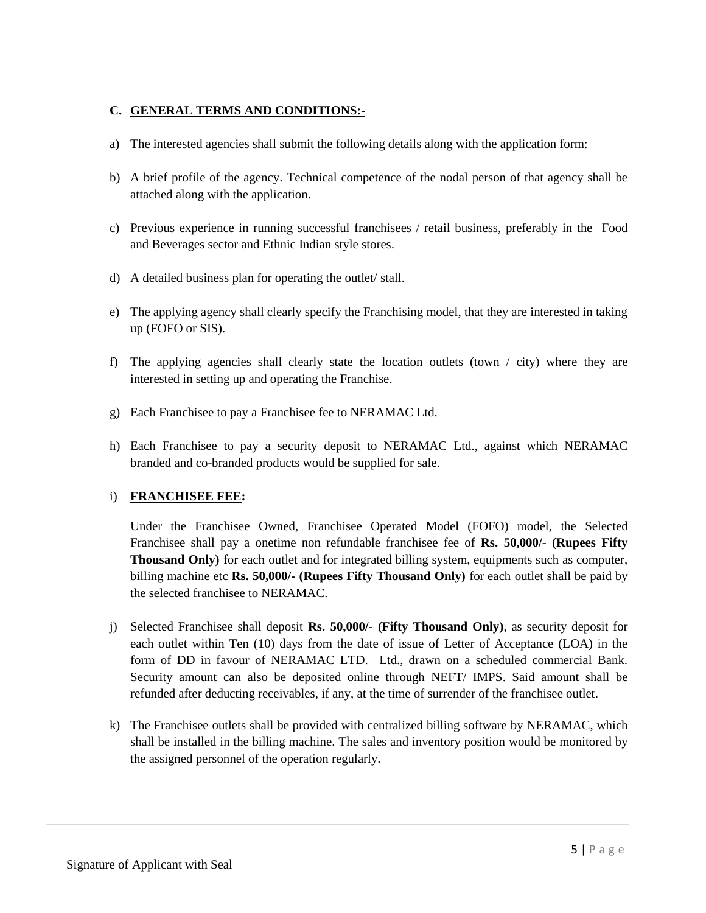## C. GENERAL TERMS AND CONDITIONS:-

a) The interested agencies shall submit the following details along with the application form:

b) A brief profile of the agency. Technical competence of the nodal person of that agency shall be attached along with the application.

c) Previous experience in running successful franchisees / retail business, preferably in the Food and Beverages sector and Ethnic Indian style stores.

d) A detailed business plan for operating the outlet/ stall.

e) The applying agency shall clearly specify the Franchising model, that they are interested in taking up (FOFO or SIS).

f) The applying agencies shall clearly state the location outlets (town / city) where they are interested in setting up and operating the Franchise.

g) Each Franchisee to pay a Franchisee fee to NERAMAC Ltd.

h) Each Franchisee to pay a security deposit to NERAMAC Ltd., against which NERAMAC branded and co-branded products would be supplied for sale.

i) **FRANCHISEE FEE:**

   Under the Franchisee Owned, Franchisee Operated Model (FOFO) model, the Selected Franchisee shall pay a onetime non refundable franchisee fee of **Rs. 50,000/- (Rupees Fifty Thousand Only)** for each outlet and for integrated billing system, equipments such as computer, billing machine etc **Rs. 50,000/- (Rupees Fifty Thousand Only)** for each outlet shall be paid by the selected franchisee to NERAMAC.

j) Selected Franchisee shall deposit **Rs. 50,000/- (Fifty Thousand Only)**, as security deposit for each outlet within Ten (10) days from the date of issue of Letter of Acceptance (LOA) in the form of DD in favour of NERAMAC LTD. Ltd., drawn on a scheduled commercial Bank. Security amount can also be deposited online through NEFT/ IMPS. Said amount shall be refunded after deducting receivables, if any, at the time of surrender of the franchisee outlet.

k) The Franchisee outlets shall be provided with centralized billing software by NERAMAC, which shall be installed in the billing machine. The sales and inventory position would be monitored by the assigned personnel of the operation regularly.

Signature of Applicant with Seal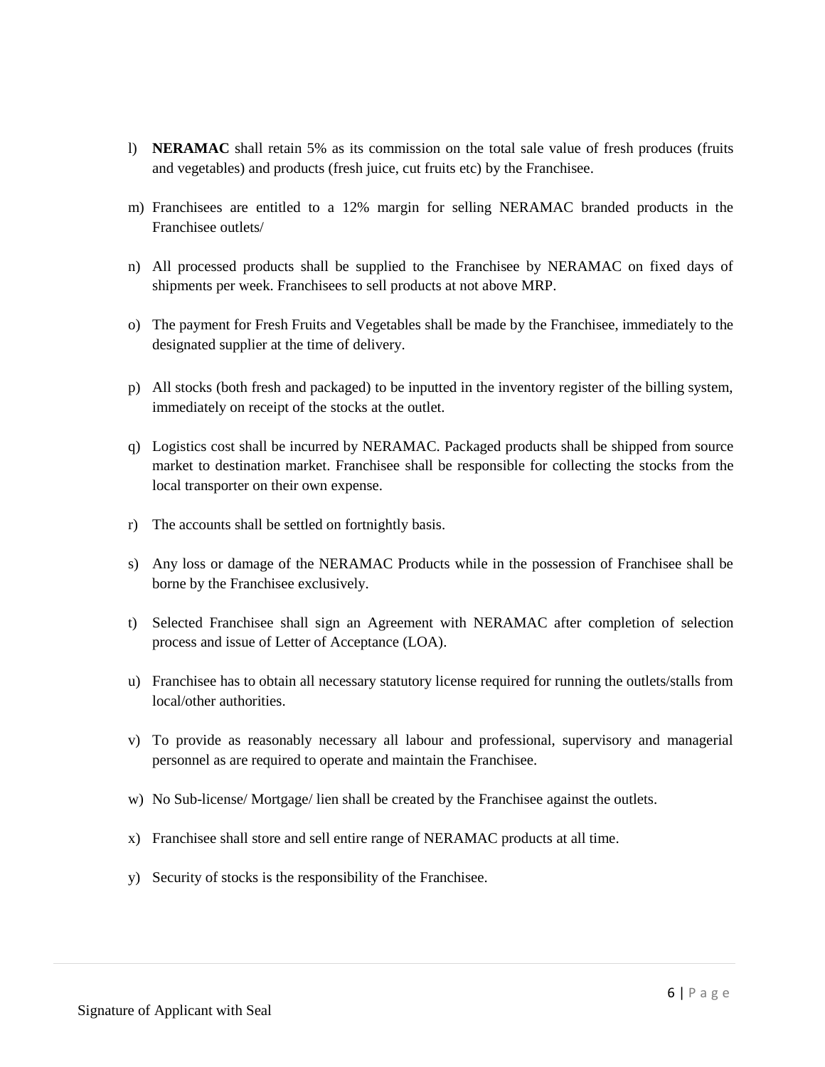l) **NERAMAC** shall retain 5% as its commission on the total sale value of fresh produces (fruits and vegetables) and products (fresh juice, cut fruits etc) by the Franchisee.

m) Franchisees are entitled to a 12% margin for selling NERAMAC branded products in the Franchisee outlets/

n) All processed products shall be supplied to the Franchisee by NERAMAC on fixed days of shipments per week. Franchisees to sell products at not above MRP.

o) The payment for Fresh Fruits and Vegetables shall be made by the Franchisee, immediately to the designated supplier at the time of delivery.

p) All stocks (both fresh and packaged) to be inputted in the inventory register of the billing system, immediately on receipt of the stocks at the outlet.

q) Logistics cost shall be incurred by NERAMAC. Packaged products shall be shipped from source market to destination market. Franchisee shall be responsible for collecting the stocks from the local transporter on their own expense.

r) The accounts shall be settled on fortnightly basis.

s) Any loss or damage of the NERAMAC Products while in the possession of Franchisee shall be borne by the Franchisee exclusively.

t) Selected Franchisee shall sign an Agreement with NERAMAC after completion of selection process and issue of Letter of Acceptance (LOA).

u) Franchisee has to obtain all necessary statutory license required for running the outlets/stalls from local/other authorities.

v) To provide as reasonably necessary all labour and professional, supervisory and managerial personnel as are required to operate and maintain the Franchisee.

w) No Sub-license/ Mortgage/ lien shall be created by the Franchisee against the outlets.

x) Franchisee shall store and sell entire range of NERAMAC products at all time.

y) Security of stocks is the responsibility of the Franchisee.

Signature of Applicant with Seal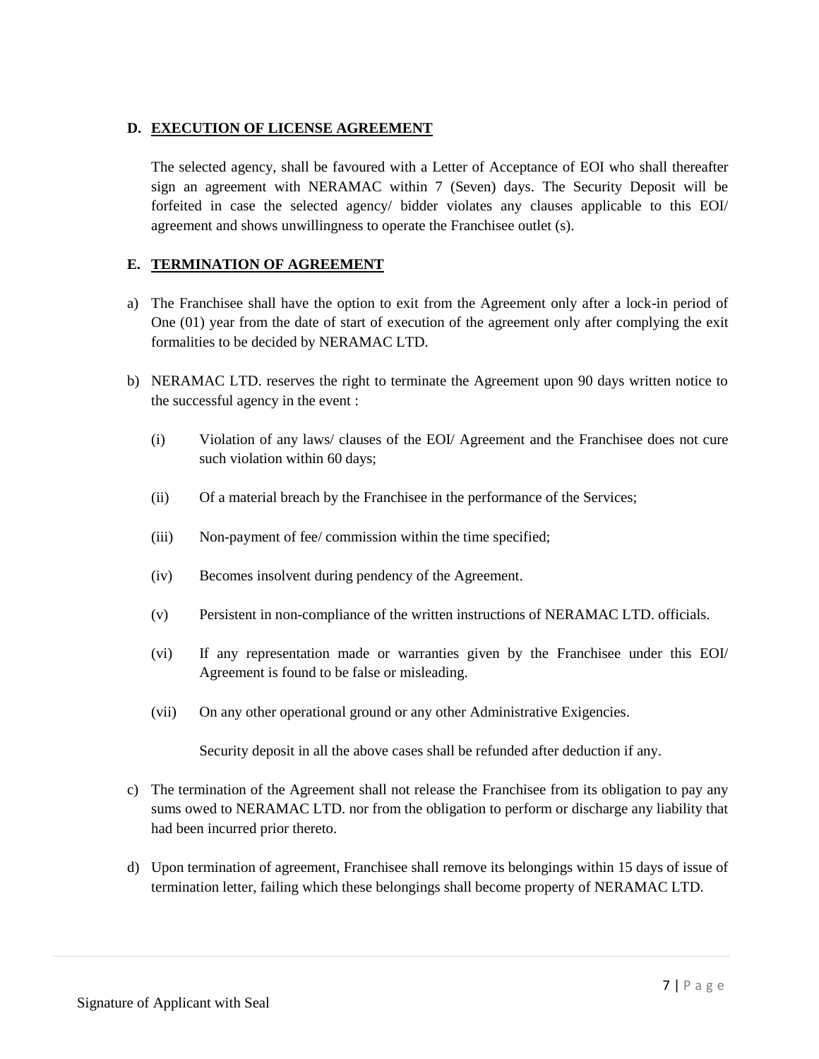## D. EXECUTION OF LICENSE AGREEMENT

The selected agency, shall be favoured with a Letter of Acceptance of EOI who shall thereafter sign an agreement with NERAMAC within 7 (Seven) days. The Security Deposit will be forfeited in case the selected agency/ bidder violates any clauses applicable to this EOI/ agreement and shows unwillingness to operate the Franchisee outlet (s).

## E. TERMINATION OF AGREEMENT

a) The Franchisee shall have the option to exit from the Agreement only after a lock-in period of One (01) year from the date of start of execution of the agreement only after complying the exit formalities to be decided by NERAMAC LTD.

b) NERAMAC LTD. reserves the right to terminate the Agreement upon 90 days written notice to the successful agency in the event :

   (i) Violation of any laws/ clauses of the EOI/ Agreement and the Franchisee does not cure such violation within 60 days;

   (ii) Of a material breach by the Franchisee in the performance of the Services;

   (iii) Non-payment of fee/ commission within the time specified;

   (iv) Becomes insolvent during pendency of the Agreement.

   (v) Persistent in non-compliance of the written instructions of NERAMAC LTD. officials.

   (vi) If any representation made or warranties given by the Franchisee under this EOI/ Agreement is found to be false or misleading.

   (vii) On any other operational ground or any other Administrative Exigencies.

   Security deposit in all the above cases shall be refunded after deduction if any.

c) The termination of the Agreement shall not release the Franchisee from its obligation to pay any sums owed to NERAMAC LTD. nor from the obligation to perform or discharge any liability that had been incurred prior thereto.

d) Upon termination of agreement, Franchisee shall remove its belongings within 15 days of issue of termination letter, failing which these belongings shall become property of NERAMAC LTD.

Signature of Applicant with Seal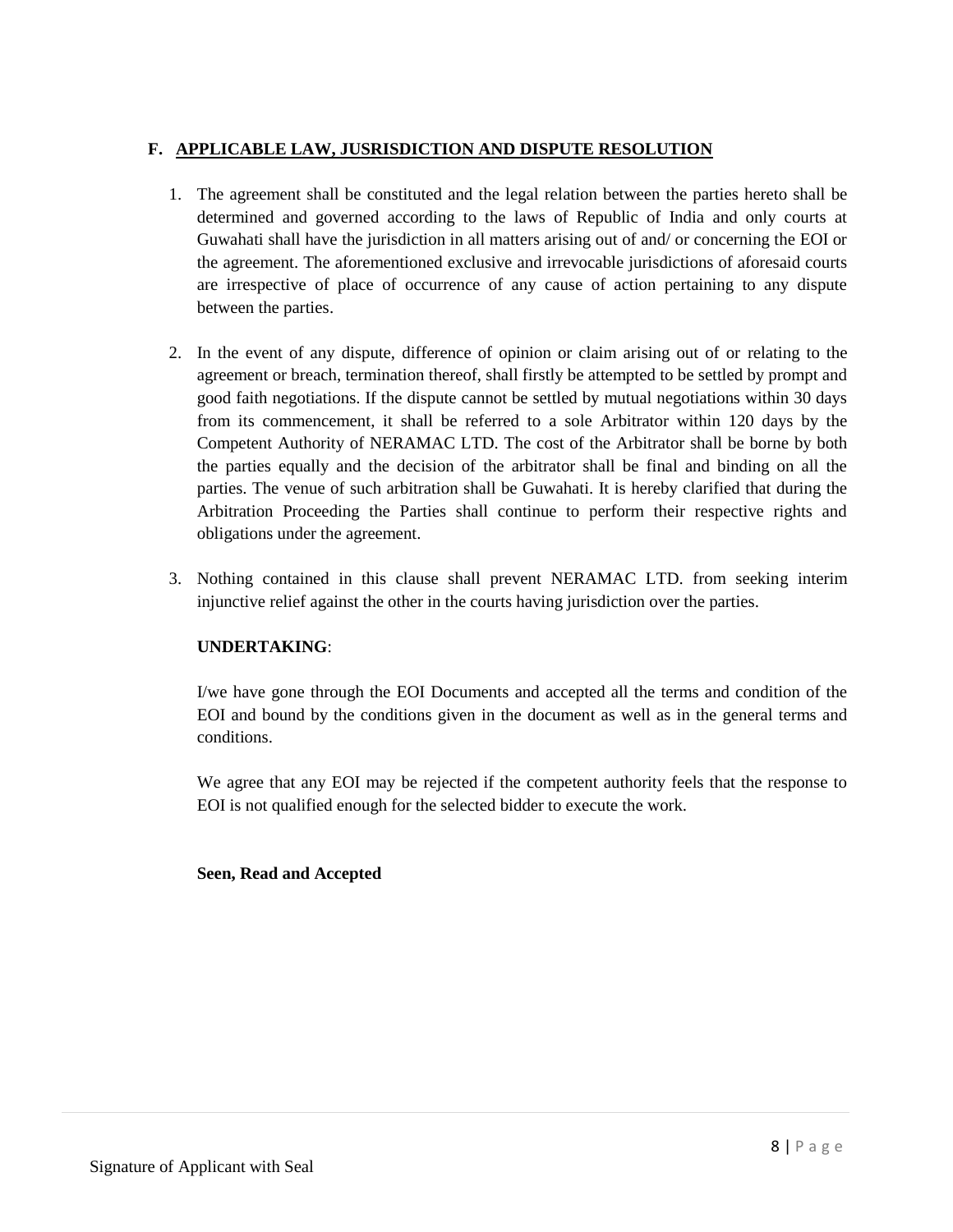## F. APPLICABLE LAW, JUSRISDICTION AND DISPUTE RESOLUTION

1. The agreement shall be constituted and the legal relation between the parties hereto shall be determined and governed according to the laws of Republic of India and only courts at Guwahati shall have the jurisdiction in all matters arising out of and/ or concerning the EOI or the agreement. The aforementioned exclusive and irrevocable jurisdictions of aforesaid courts are irrespective of place of occurrence of any cause of action pertaining to any dispute between the parties.

2. In the event of any dispute, difference of opinion or claim arising out of or relating to the agreement or breach, termination thereof, shall firstly be attempted to be settled by prompt and good faith negotiations. If the dispute cannot be settled by mutual negotiations within 30 days from its commencement, it shall be referred to a sole Arbitrator within 120 days by the Competent Authority of NERAMAC LTD. The cost of the Arbitrator shall be borne by both the parties equally and the decision of the arbitrator shall be final and binding on all the parties. The venue of such arbitration shall be Guwahati. It is hereby clarified that during the Arbitration Proceeding the Parties shall continue to perform their respective rights and obligations under the agreement.

3. Nothing contained in this clause shall prevent NERAMAC LTD. from seeking interim injunctive relief against the other in the courts having jurisdiction over the parties.

**UNDERTAKING**:

I/we have gone through the EOI Documents and accepted all the terms and condition of the EOI and bound by the conditions given in the document as well as in the general terms and conditions.

We agree that any EOI may be rejected if the competent authority feels that the response to EOI is not qualified enough for the selected bidder to execute the work.

**Seen, Read and Accepted**

Signature of Applicant with Seal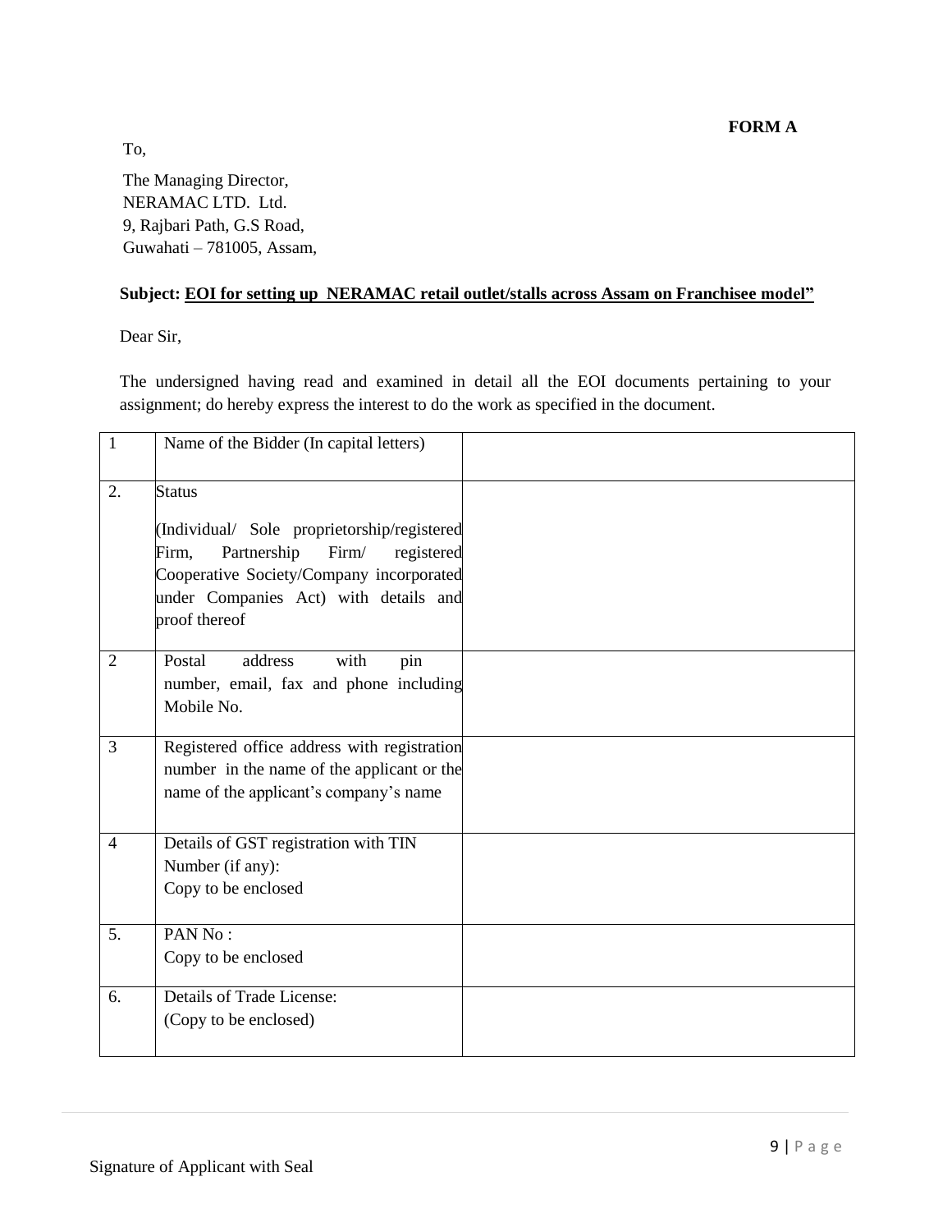**FORM A**

To,

The Managing Director,
NERAMAC LTD. Ltd.
9, Rajbari Path, G.S Road,
Guwahati – 781005, Assam,

**Subject: EOI for setting up NERAMAC retail outlet/stalls across Assam on Franchisee model"**

Dear Sir,

The undersigned having read and examined in detail all the EOI documents pertaining to your assignment; do hereby express the interest to do the work as specified in the document.

| | | |
|---|---|---|
| 1 | Name of the Bidder (In capital letters) | |
| 2. | Status<br><br>(Individual/ Sole proprietorship/registered Firm, Partnership Firm/ registered Cooperative Society/Company incorporated under Companies Act) with details and proof thereof | |
| 2 | Postal address with pin number, email, fax and phone including Mobile No. | |
| 3 | Registered office address with registration number in the name of the applicant or the name of the applicant's company's name | |
| 4 | Details of GST registration with TIN Number (if any):<br>Copy to be enclosed | |
| 5. | PAN No :<br>Copy to be enclosed | |
| 6. | Details of Trade License:<br>(Copy to be enclosed) | |

Signature of Applicant with Seal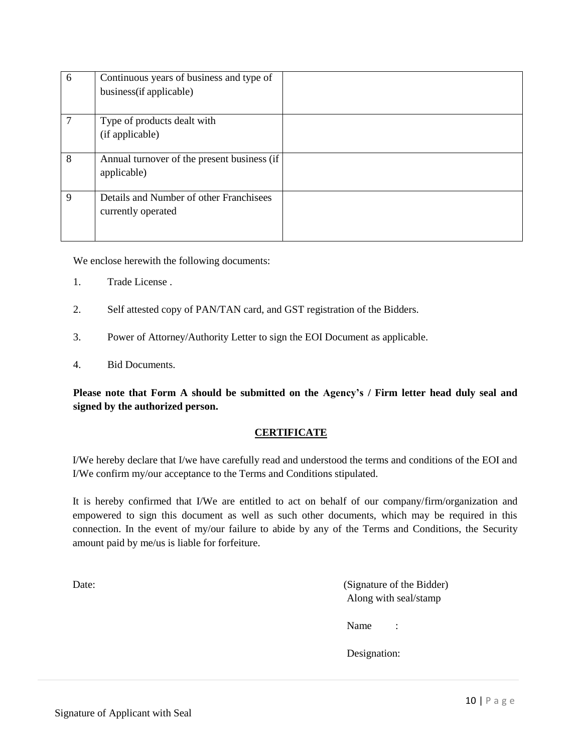| 6 | Continuous years of business and type of business(if applicable) | |
|---|---|---|
| 7 | Type of products dealt with (if applicable) | |
| 8 | Annual turnover of the present business (if applicable) | |
| 9 | Details and Number of other Franchisees currently operated | |

We enclose herewith the following documents:

1. Trade License .
2. Self attested copy of PAN/TAN card, and GST registration of the Bidders.
3. Power of Attorney/Authority Letter to sign the EOI Document as applicable.
4. Bid Documents.

**Please note that Form A should be submitted on the Agency's / Firm letter head duly seal and signed by the authorized person.**

## CERTIFICATE

I/We hereby declare that I/we have carefully read and understood the terms and conditions of the EOI and I/We confirm my/our acceptance to the Terms and Conditions stipulated.

It is hereby confirmed that I/We are entitled to act on behalf of our company/firm/organization and empowered to sign this document as well as such other documents, which may be required in this connection. In the event of my/our failure to abide by any of the Terms and Conditions, the Security amount paid by me/us is liable for forfeiture.

Date:

(Signature of the Bidder)
Along with seal/stamp

Name :

Designation:

Signature of Applicant with Seal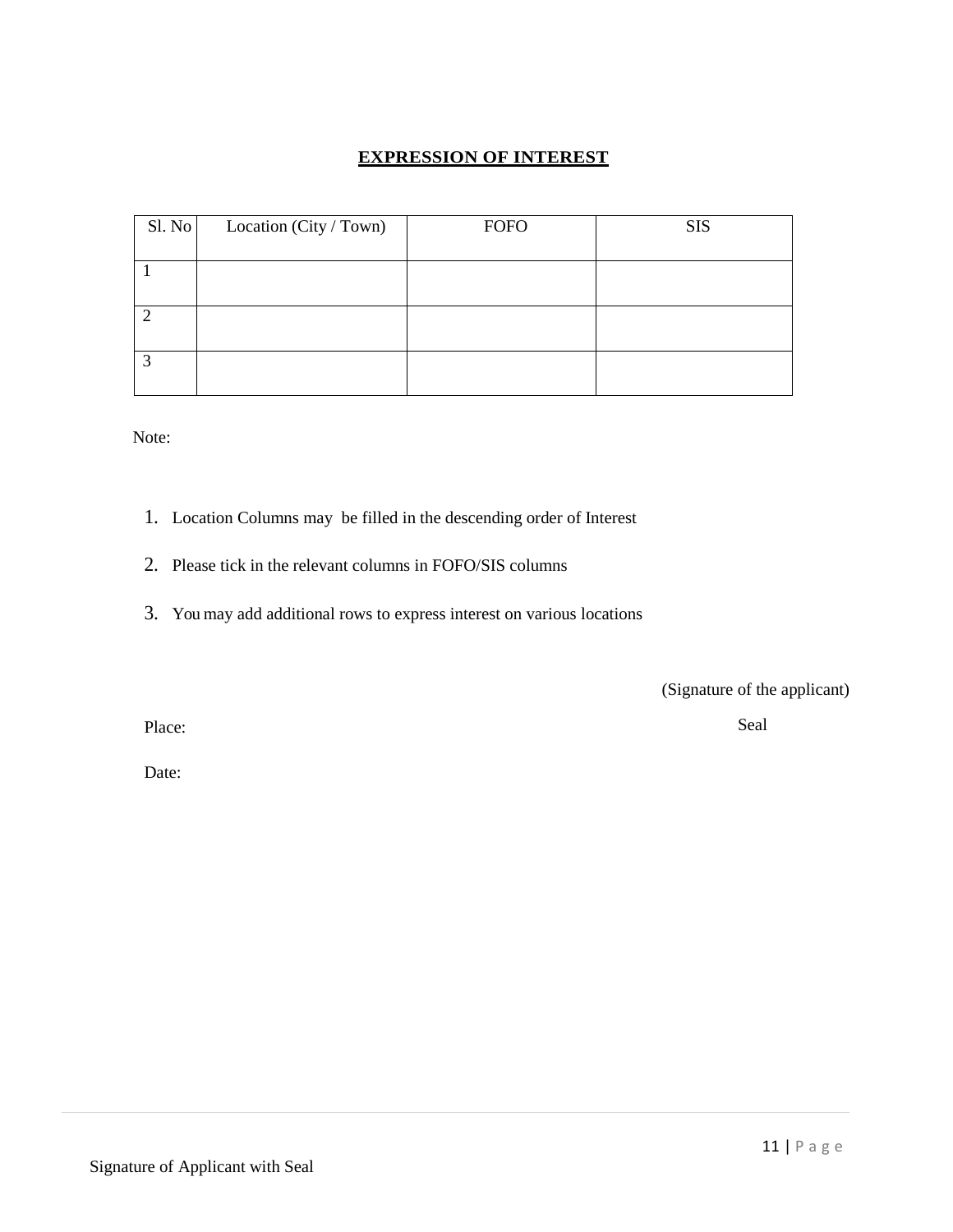# EXPRESSION OF INTEREST

| Sl. No | Location (City / Town) | FOFO | SIS |
|---|---|---|---|
| 1 | | | |
| 2 | | | |
| 3 | | | |

Note:

1. Location Columns may be filled in the descending order of Interest
2. Please tick in the relevant columns in FOFO/SIS columns
3. You may add additional rows to express interest on various locations

(Signature of the applicant)

Place: Seal

Date:

Signature of Applicant with Seal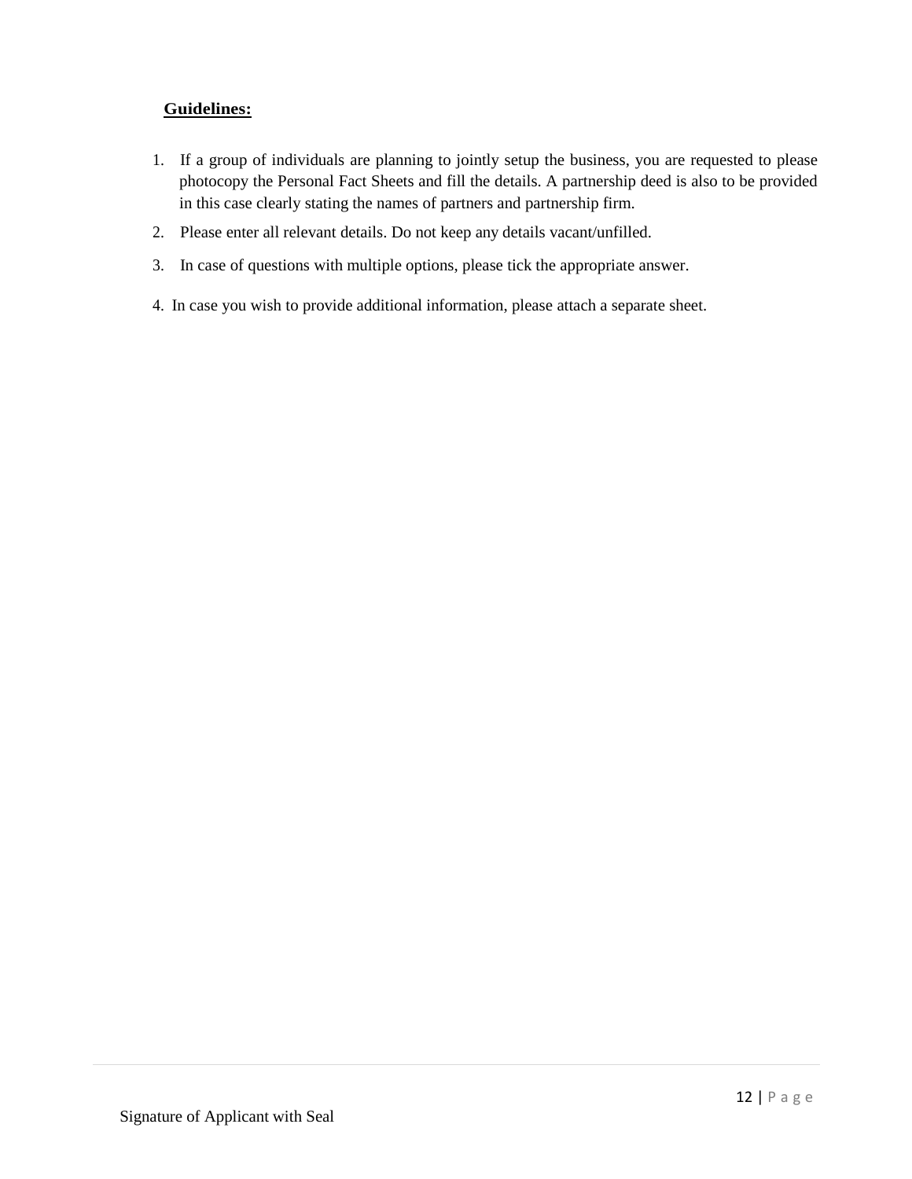**Guidelines:**

1. If a group of individuals are planning to jointly setup the business, you are requested to please photocopy the Personal Fact Sheets and fill the details. A partnership deed is also to be provided in this case clearly stating the names of partners and partnership firm.
2. Please enter all relevant details. Do not keep any details vacant/unfilled.
3. In case of questions with multiple options, please tick the appropriate answer.
4. In case you wish to provide additional information, please attach a separate sheet.

Signature of Applicant with Seal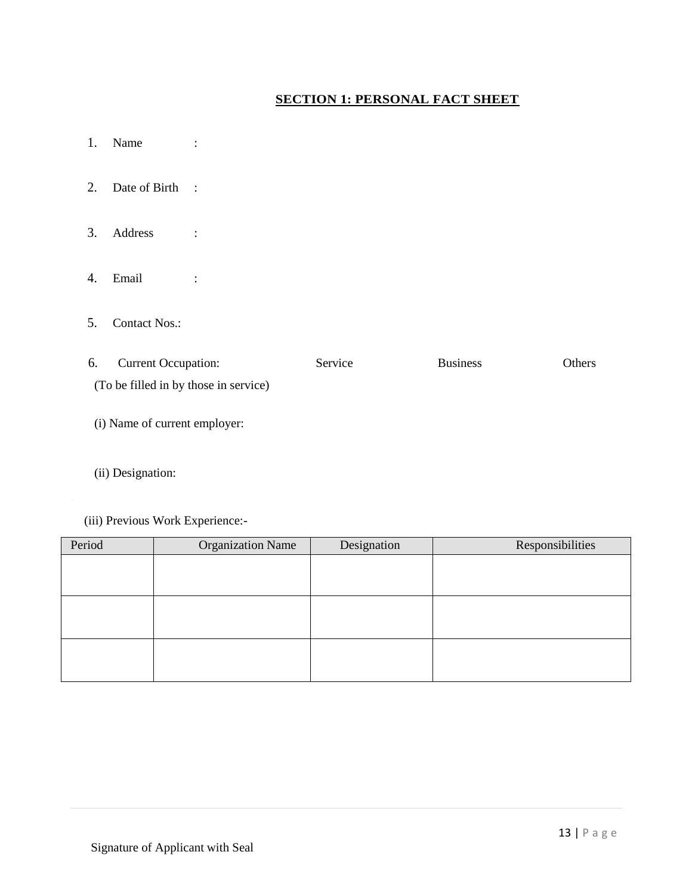## SECTION 1: PERSONAL FACT SHEET

1. Name :

2. Date of Birth :

3. Address :

4. Email :

5. Contact Nos.:

6. Current Occupation: Service Business Others

(To be filled in by those in service)

(i) Name of current employer:

(ii) Designation:

(iii) Previous Work Experience:-

| Period | Organization Name | Designation | Responsibilities |
|---|---|---|---|
| | | | |
| | | | |
| | | | |

Signature of Applicant with Seal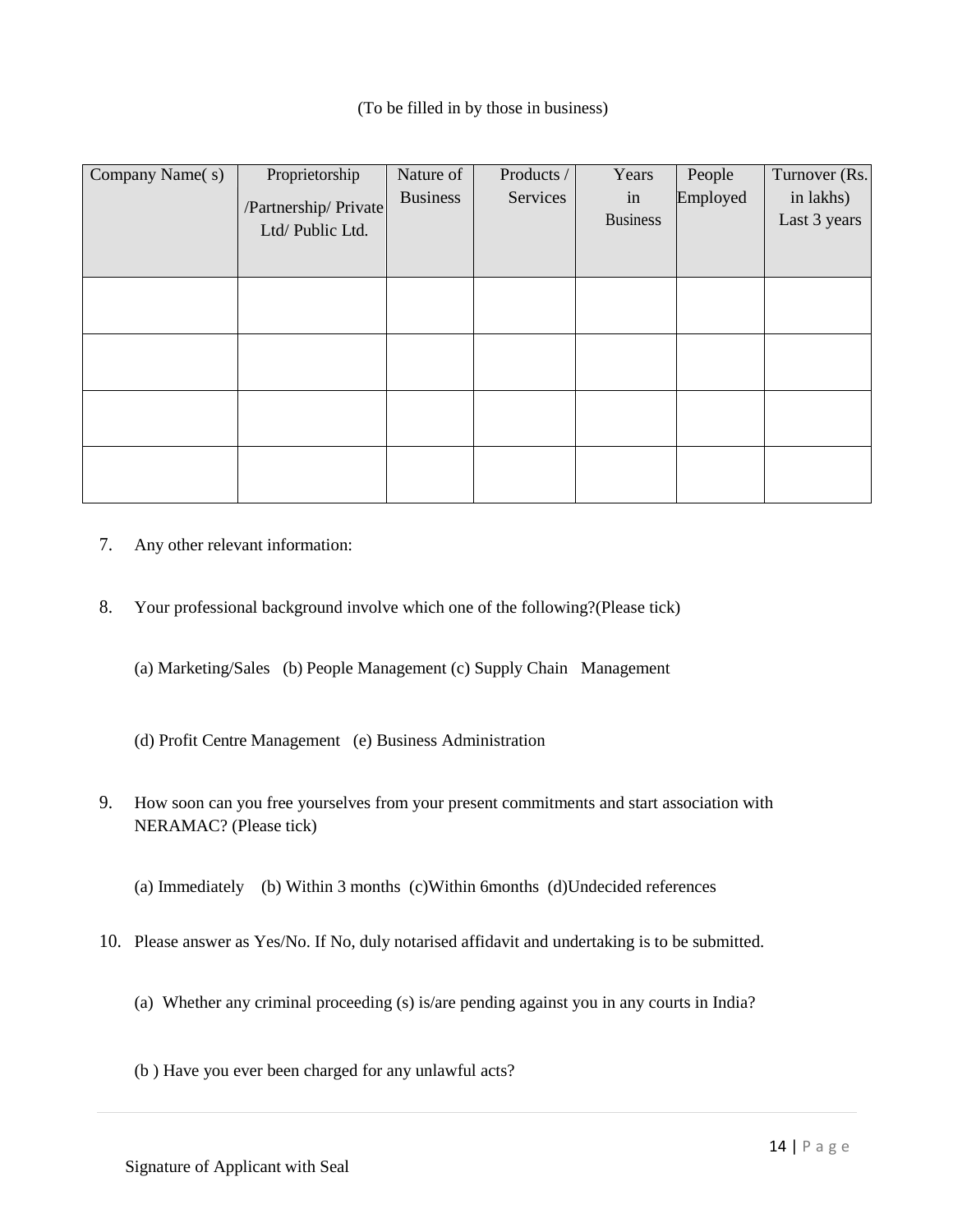(To be filled in by those in business)

| Company Name( s) | Proprietorship /Partnership/ Private Ltd/ Public Ltd. | Nature of Business | Products / Services | Years in Business | People Employed | Turnover (Rs. in lakhs) Last 3 years |
|---|---|---|---|---|---|---|
| | | | | | | |
| | | | | | | |
| | | | | | | |
| | | | | | | |

7. Any other relevant information:

8. Your professional background involve which one of the following?(Please tick)

   (a) Marketing/Sales (b) People Management (c) Supply Chain Management

   (d) Profit Centre Management (e) Business Administration

9. How soon can you free yourselves from your present commitments and start association with NERAMAC? (Please tick)

   (a) Immediately (b) Within 3 months (c)Within 6months (d)Undecided references

10. Please answer as Yes/No. If No, duly notarised affidavit and undertaking is to be submitted.

    (a) Whether any criminal proceeding (s) is/are pending against you in any courts in India?

    (b ) Have you ever been charged for any unlawful acts?

Signature of Applicant with Seal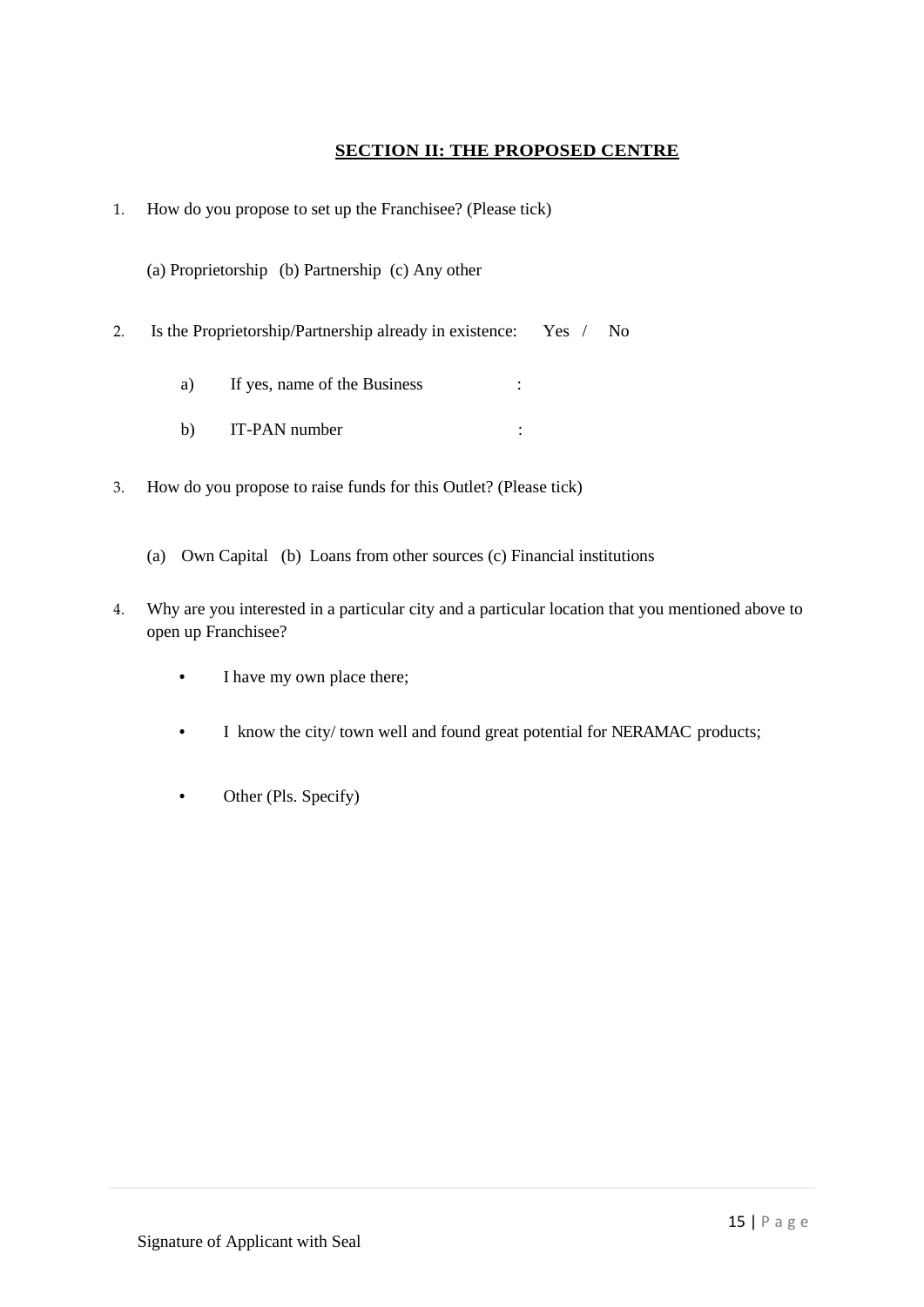## SECTION II: THE PROPOSED CENTRE

1. How do you propose to set up the Franchisee? (Please tick)

   (a) Proprietorship (b) Partnership (c) Any other

2. Is the Proprietorship/Partnership already in existence: Yes / No

   a) If yes, name of the Business :

   b) IT-PAN number :

3. How do you propose to raise funds for this Outlet? (Please tick)

   (a) Own Capital (b) Loans from other sources (c) Financial institutions

4. Why are you interested in a particular city and a particular location that you mentioned above to open up Franchisee?

   - I have my own place there;
   - I know the city/ town well and found great potential for NERAMAC products;
   - Other (Pls. Specify)

Signature of Applicant with Seal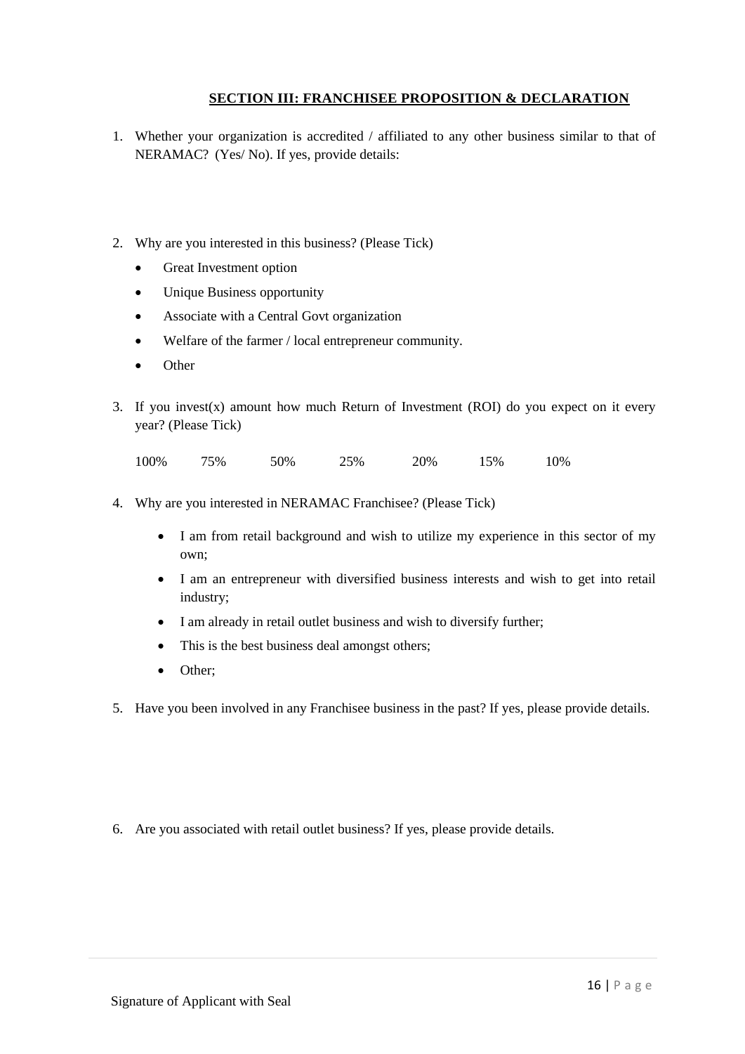## SECTION III: FRANCHISEE PROPOSITION & DECLARATION

1. Whether your organization is accredited / affiliated to any other business similar to that of NERAMAC? (Yes/ No). If yes, provide details:

2. Why are you interested in this business? (Please Tick)
   - Great Investment option
   - Unique Business opportunity
   - Associate with a Central Govt organization
   - Welfare of the farmer / local entrepreneur community.
   - Other

3. If you invest(x) amount how much Return of Investment (ROI) do you expect on it every year? (Please Tick)

   100% 75% 50% 25% 20% 15% 10%

4. Why are you interested in NERAMAC Franchisee? (Please Tick)
   - I am from retail background and wish to utilize my experience in this sector of my own;
   - I am an entrepreneur with diversified business interests and wish to get into retail industry;
   - I am already in retail outlet business and wish to diversify further;
   - This is the best business deal amongst others;
   - Other;

5. Have you been involved in any Franchisee business in the past? If yes, please provide details.

6. Are you associated with retail outlet business? If yes, please provide details.

Signature of Applicant with Seal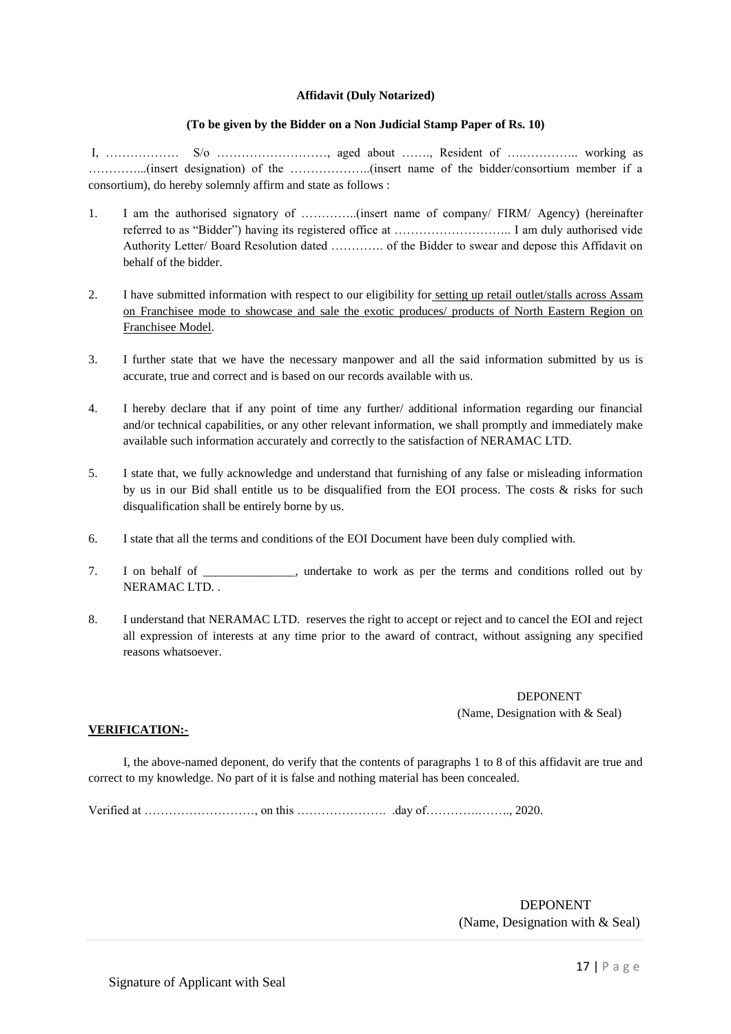**Affidavit (Duly Notarized)**

**(To be given by the Bidder on a Non Judicial Stamp Paper of Rs. 10)**

I, ……………… S/o ………………………, aged about ……., Resident of ….………….. working as …………...(insert designation) of the ………………..(insert name of the bidder/consortium member if a consortium), do hereby solemnly affirm and state as follows :

1. I am the authorised signatory of …………..(insert name of company/ FIRM/ Agency) (hereinafter referred to as "Bidder") having its registered office at ……………………….. I am duly authorised vide Authority Letter/ Board Resolution dated …………. of the Bidder to swear and depose this Affidavit on behalf of the bidder.

2. I have submitted information with respect to our eligibility for setting up retail outlet/stalls across Assam on Franchisee mode to showcase and sale the exotic produces/ products of North Eastern Region on Franchisee Model.

3. I further state that we have the necessary manpower and all the said information submitted by us is accurate, true and correct and is based on our records available with us.

4. I hereby declare that if any point of time any further/ additional information regarding our financial and/or technical capabilities, or any other relevant information, we shall promptly and immediately make available such information accurately and correctly to the satisfaction of NERAMAC LTD.

5. I state that, we fully acknowledge and understand that furnishing of any false or misleading information by us in our Bid shall entitle us to be disqualified from the EOI process. The costs & risks for such disqualification shall be entirely borne by us.

6. I state that all the terms and conditions of the EOI Document have been duly complied with.

7. I on behalf of _______________, undertake to work as per the terms and conditions rolled out by NERAMAC LTD. .

8. I understand that NERAMAC LTD. reserves the right to accept or reject and to cancel the EOI and reject all expression of interests at any time prior to the award of contract, without assigning any specified reasons whatsoever.

DEPONENT
(Name, Designation with & Seal)

**VERIFICATION:-**

I, the above-named deponent, do verify that the contents of paragraphs 1 to 8 of this affidavit are true and correct to my knowledge. No part of it is false and nothing material has been concealed.

Verified at ………………………, on this …………………. .day of…………..…….., 2020.

DEPONENT
(Name, Designation with & Seal)

Signature of Applicant with Seal